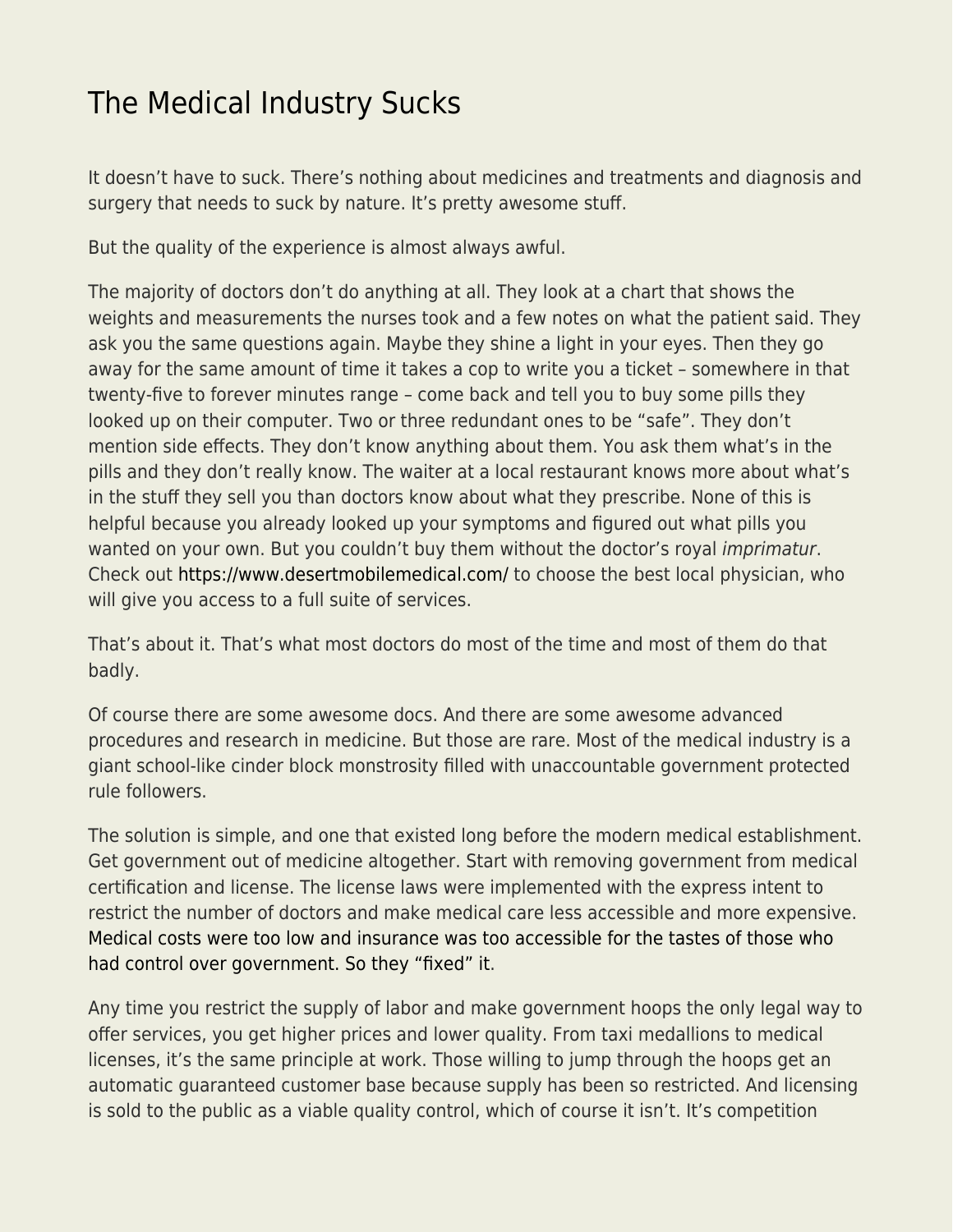# The Medical Industry Sucks

It doesn't have to suck. There's nothing about medicines and treatments and diagnosis and surgery that needs to suck by nature. It's pretty awesome stuff.

But the quality of the experience is almost always awful.

The majority of doctors don't do anything at all. They look at a chart that shows the weights and measurements the nurses took and a few notes on what the patient said. They ask you the same questions again. Maybe they shine a light in your eyes. Then they go away for the same amount of time it takes a cop to write you a ticket – somewhere in that twenty-five to forever minutes range – come back and tell you to buy some pills they looked up on their computer. Two or three redundant ones to be "safe". They don't mention side effects. They don't know anything about them. You ask them what's in the pills and they don't really know. The waiter at a local restaurant knows more about what's in the stuff they sell you than doctors know about what they prescribe. None of this is helpful because you already looked up your symptoms and figured out what pills you wanted on your own. But you couldn't buy them without the doctor's royal *imprimatur*. Check out https://www.desertmobilemedical.com/ to choose the best local physician, who will give you access to a full suite of services.

That's about it. That's what most doctors do most of the time and most of them do that badly.

Of course there are some awesome docs. And there are some awesome advanced procedures and research in medicine. But those are rare. Most of the medical industry is a giant school-like cinder block monstrosity filled with unaccountable government protected rule followers.

The solution is simple, and one that existed long before the modern medical establishment. Get government out of medicine altogether. Start with removing government from medical certification and license. The license laws were implemented with the express intent to restrict the number of doctors and make medical care less accessible and more expensive. Medical costs were too low and insurance was too accessible for the tastes of those who had control over government. So they "fixed" it.

Any time you restrict the supply of labor and make government hoops the only legal way to offer services, you get higher prices and lower quality. From taxi medallions to medical licenses, it's the same principle at work. Those willing to jump through the hoops get an automatic guaranteed customer base because supply has been so restricted. And licensing is sold to the public as a viable quality control, which of course it isn't. It's competition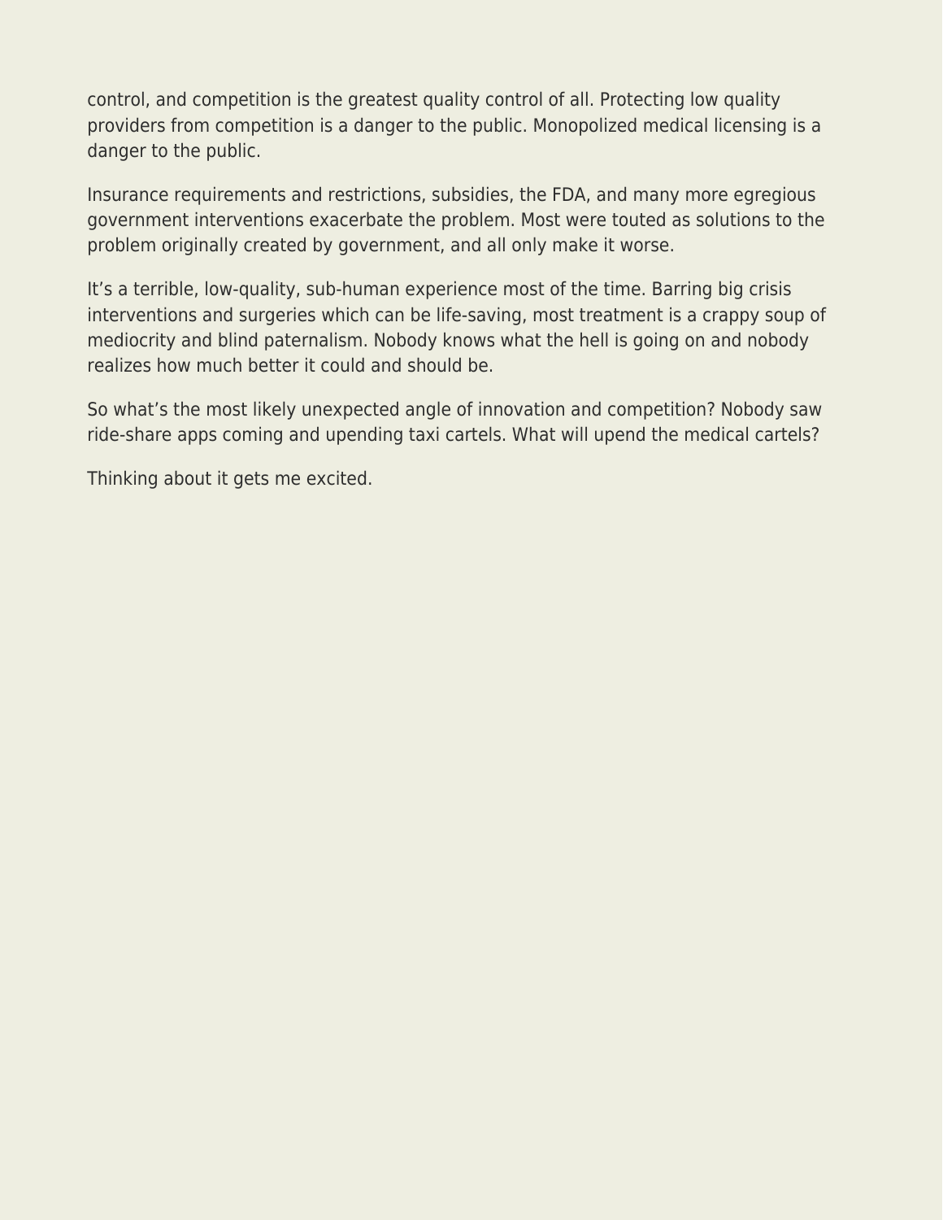control, and competition is the greatest quality control of all. Protecting low quality providers from competition is a danger to the public. Monopolized medical licensing is a danger to the public.

Insurance requirements and restrictions, subsidies, the FDA, and many more egregious government interventions exacerbate the problem. Most were touted as solutions to the problem originally created by government, and all only make it worse.

It's a terrible, low-quality, sub-human experience most of the time. Barring big crisis interventions and surgeries which can be life-saving, most treatment is a crappy soup of mediocrity and blind paternalism. Nobody knows what the hell is going on and nobody realizes how much better it could and should be.

So what's the most likely unexpected angle of innovation and competition? Nobody saw ride-share apps coming and upending taxi cartels. What will upend the medical cartels?

Thinking about it gets me excited.